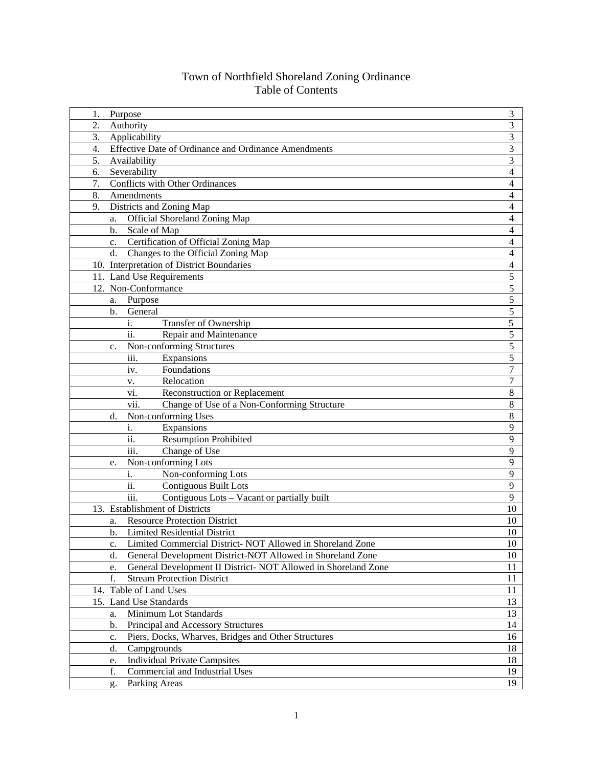# Town of Northfield Shoreland Zoning Ordinance
## Table of Contents

| | |
|---|---|
| 1. Purpose | 3 |
| 2. Authority | 3 |
| 3. Applicability | 3 |
| 4. Effective Date of Ordinance and Ordinance Amendments | 3 |
| 5. Availability | 3 |
| 6. Severability | 4 |
| 7. Conflicts with Other Ordinances | 4 |
| 8. Amendments | 4 |
| 9. Districts and Zoning Map | 4 |
| a. Official Shoreland Zoning Map | 4 |
| b. Scale of Map | 4 |
| c. Certification of Official Zoning Map | 4 |
| d. Changes to the Official Zoning Map | 4 |
| 10. Interpretation of District Boundaries | 4 |
| 11. Land Use Requirements | 5 |
| 12. Non-Conformance | 5 |
| a. Purpose | 5 |
| b. General | 5 |
| i. Transfer of Ownership | 5 |
| ii. Repair and Maintenance | 5 |
| c. Non-conforming Structures | 5 |
| iii. Expansions | 5 |
| iv. Foundations | 7 |
| v. Relocation | 7 |
| vi. Reconstruction or Replacement | 8 |
| vii. Change of Use of a Non-Conforming Structure | 8 |
| d. Non-conforming Uses | 8 |
| i. Expansions | 9 |
| ii. Resumption Prohibited | 9 |
| iii. Change of Use | 9 |
| e. Non-conforming Lots | 9 |
| i. Non-conforming Lots | 9 |
| ii. Contiguous Built Lots | 9 |
| iii. Contiguous Lots – Vacant or partially built | 9 |
| 13. Establishment of Districts | 10 |
| a. Resource Protection District | 10 |
| b. Limited Residential District | 10 |
| c. Limited Commercial District- NOT Allowed in Shoreland Zone | 10 |
| d. General Development District-NOT Allowed in Shoreland Zone | 10 |
| e. General Development II District- NOT Allowed in Shoreland Zone | 11 |
| f. Stream Protection District | 11 |
| 14. Table of Land Uses | 11 |
| 15. Land Use Standards | 13 |
| a. Minimum Lot Standards | 13 |
| b. Principal and Accessory Structures | 14 |
| c. Piers, Docks, Wharves, Bridges and Other Structures | 16 |
| d. Campgrounds | 18 |
| e. Individual Private Campsites | 18 |
| f. Commercial and Industrial Uses | 19 |
| g. Parking Areas | 19 |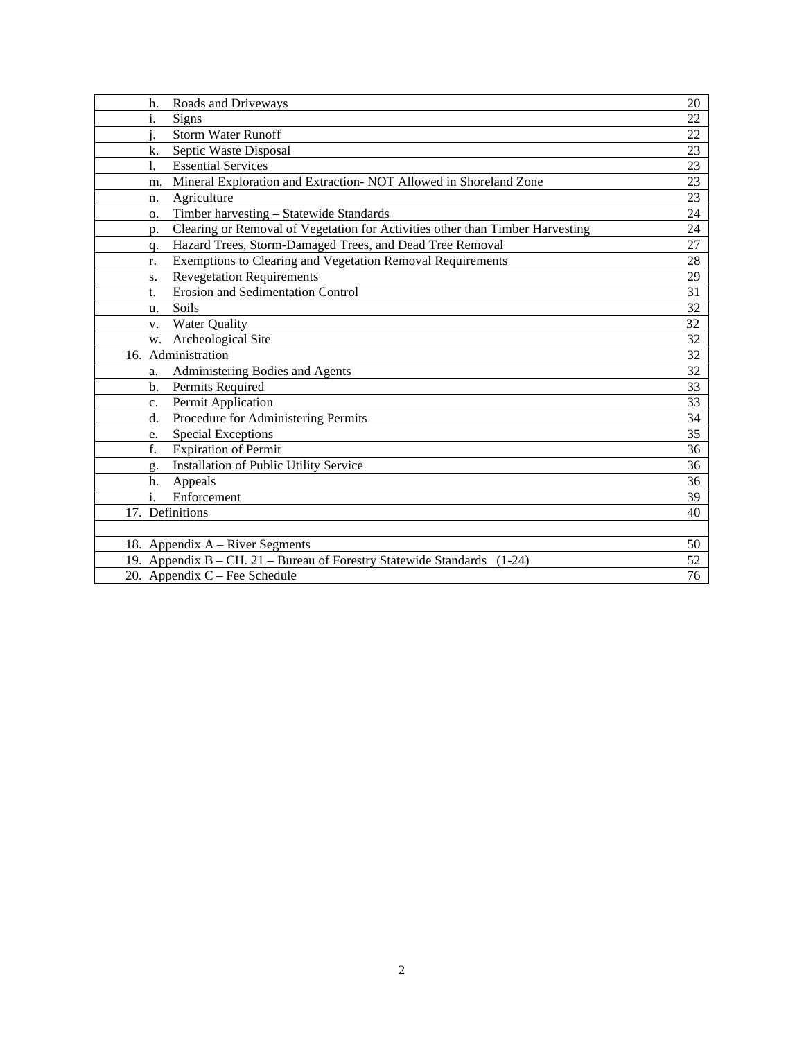| | |
|---|---|
| h. Roads and Driveways | 20 |
| i. Signs | 22 |
| j. Storm Water Runoff | 22 |
| k. Septic Waste Disposal | 23 |
| l. Essential Services | 23 |
| m. Mineral Exploration and Extraction- NOT Allowed in Shoreland Zone | 23 |
| n. Agriculture | 23 |
| o. Timber harvesting – Statewide Standards | 24 |
| p. Clearing or Removal of Vegetation for Activities other than Timber Harvesting | 24 |
| q. Hazard Trees, Storm-Damaged Trees, and Dead Tree Removal | 27 |
| r. Exemptions to Clearing and Vegetation Removal Requirements | 28 |
| s. Revegetation Requirements | 29 |
| t. Erosion and Sedimentation Control | 31 |
| u. Soils | 32 |
| v. Water Quality | 32 |
| w. Archeological Site | 32 |
| 16. Administration | 32 |
| a. Administering Bodies and Agents | 32 |
| b. Permits Required | 33 |
| c. Permit Application | 33 |
| d. Procedure for Administering Permits | 34 |
| e. Special Exceptions | 35 |
| f. Expiration of Permit | 36 |
| g. Installation of Public Utility Service | 36 |
| h. Appeals | 36 |
| i. Enforcement | 39 |
| 17. Definitions | 40 |
| | |
| 18. Appendix A – River Segments | 50 |
| 19. Appendix B – CH. 21 – Bureau of Forestry Statewide Standards (1-24) | 52 |
| 20. Appendix C – Fee Schedule | 76 |